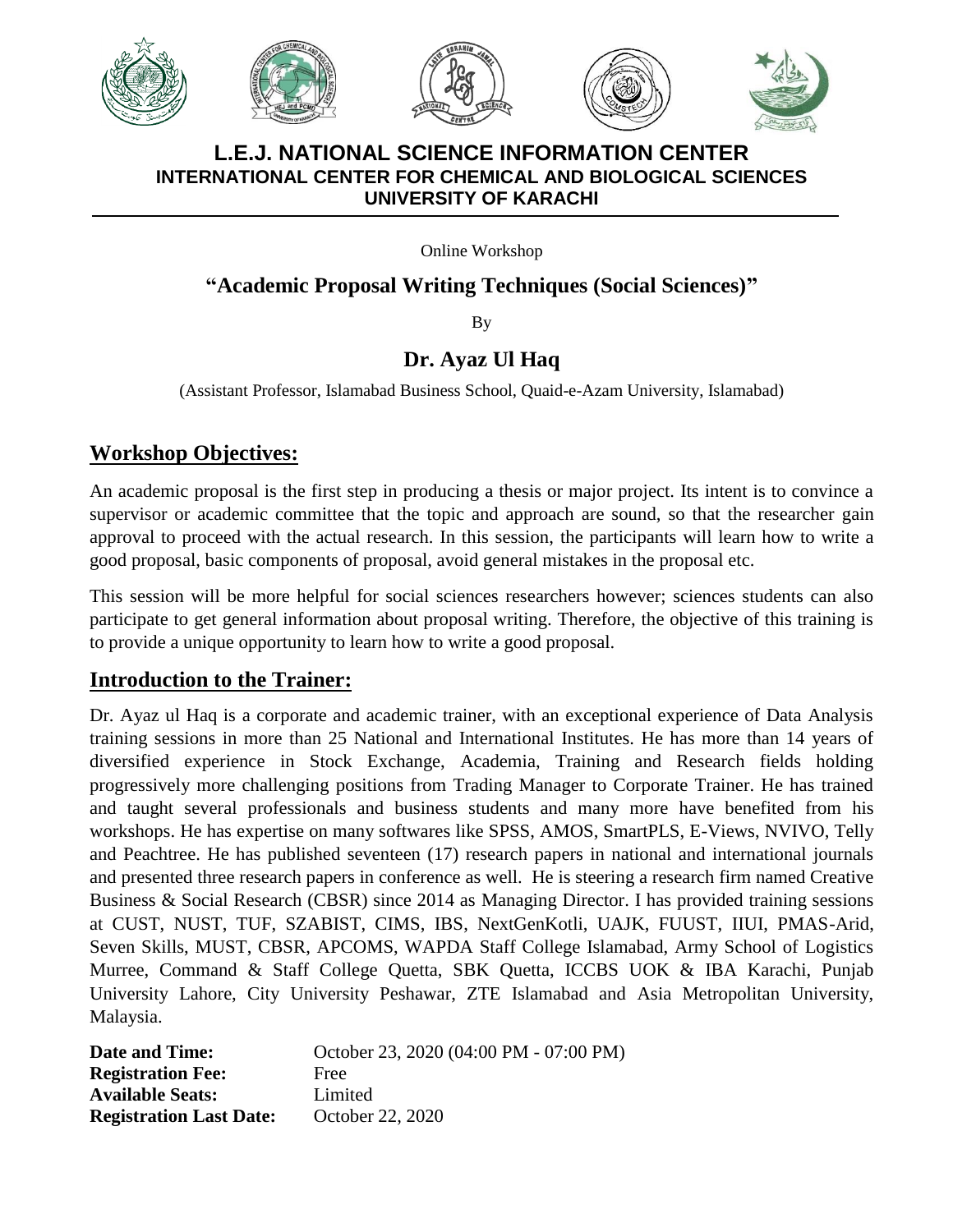# L.E.J. NATIONAL SCIENCE INFORMATION CENTER

## INTERNATIONAL CENTER FOR CHEMICAL AND BIOLOGICAL SCIENCES

## UNIVERSITY OF KARACHI

Online Workshop

## "Academic Proposal Writing Techniques (Social Sciences)"

By

## Dr. Ayaz Ul Haq

(Assistant Professor, Islamabad Business School, Quaid-e-Azam University, Islamabad)

## Workshop Objectives:

An academic proposal is the first step in producing a thesis or major project. Its intent is to convince a supervisor or academic committee that the topic and approach are sound, so that the researcher gain approval to proceed with the actual research. In this session, the participants will learn how to write a good proposal, basic components of proposal, avoid general mistakes in the proposal etc.

This session will be more helpful for social sciences researchers however; sciences students can also participate to get general information about proposal writing. Therefore, the objective of this training is to provide a unique opportunity to learn how to write a good proposal.

## Introduction to the Trainer:

Dr. Ayaz ul Haq is a corporate and academic trainer, with an exceptional experience of Data Analysis training sessions in more than 25 National and International Institutes. He has more than 14 years of diversified experience in Stock Exchange, Academia, Training and Research fields holding progressively more challenging positions from Trading Manager to Corporate Trainer. He has trained and taught several professionals and business students and many more have benefited from his workshops. He has expertise on many softwares like SPSS, AMOS, SmartPLS, E-Views, NVIVO, Telly and Peachtree. He has published seventeen (17) research papers in national and international journals and presented three research papers in conference as well. He is steering a research firm named Creative Business & Social Research (CBSR) since 2014 as Managing Director. I has provided training sessions at CUST, NUST, TUF, SZABIST, CIMS, IBS, NextGenKotli, UAJK, FUUST, IIUI, PMAS-Arid, Seven Skills, MUST, CBSR, APCOMS, WAPDA Staff College Islamabad, Army School of Logistics Murree, Command & Staff College Quetta, SBK Quetta, ICCBS UOK & IBA Karachi, Punjab University Lahore, City University Peshawar, ZTE Islamabad and Asia Metropolitan University, Malaysia.

**Date and Time:** October 23, 2020 (04:00 PM - 07:00 PM)
**Registration Fee:** Free
**Available Seats:** Limited
**Registration Last Date:** October 22, 2020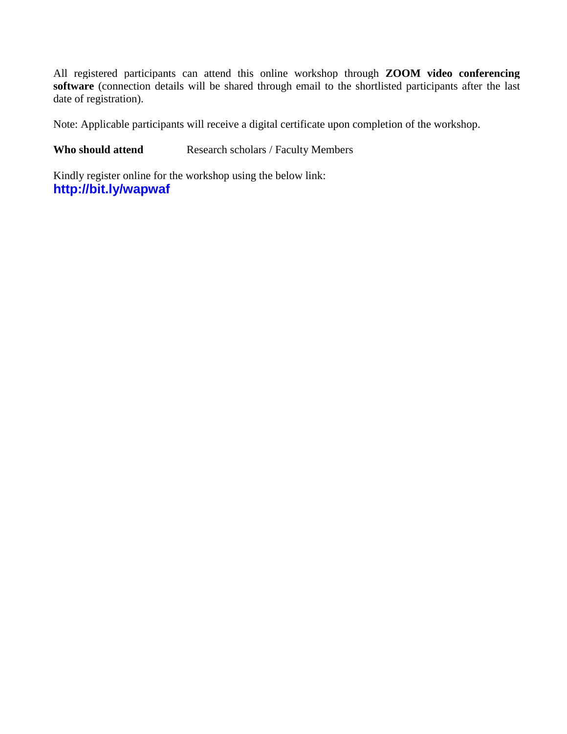All registered participants can attend this online workshop through **ZOOM video conferencing software** (connection details will be shared through email to the shortlisted participants after the last date of registration).

Note: Applicable participants will receive a digital certificate upon completion of the workshop.

**Who should attend** Research scholars / Faculty Members

Kindly register online for the workshop using the below link:
**http://bit.ly/wapwaf**